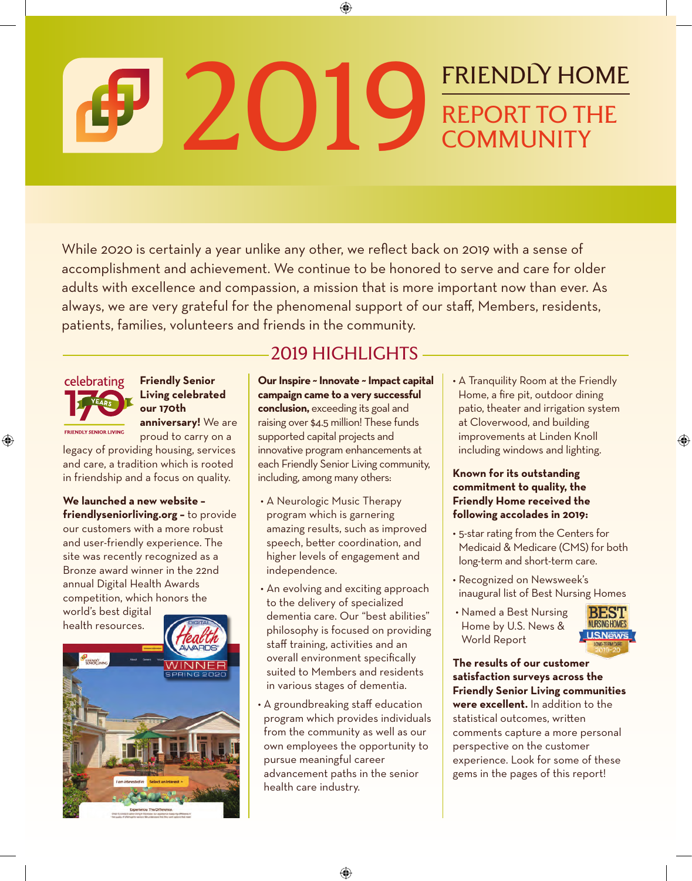# 2019 FRIENDLY HOME

## REPORT TO THE COMMUNITY

While 2020 is certainly a year unlike any other, we reflect back on 2019 with a sense of accomplishment and achievement. We continue to be honored to serve and care for older adults with excellence and compassion, a mission that is more important now than ever. As always, we are very grateful for the phenomenal support of our staff, Members, residents, patients, families, volunteers and friends in the community.

## 2019 HIGHLIGHTS

**Friendly Senior Living celebrated our 170th anniversary!** We are proud to carry on a legacy of providing housing, services and care, a tradition which is rooted in friendship and a focus on quality.

**We launched a new website – friendlyseniorliving.org –** to provide our customers with a more robust and user-friendly experience. The site was recently recognized as a Bronze award winner in the 22nd annual Digital Health Awards competition, which honors the world's best digital health resources.

**Our Inspire ~ Innovate ~ Impact capital campaign came to a very successful conclusion,** exceeding its goal and raising over $4.5 million! These funds supported capital projects and innovative program enhancements at each Friendly Senior Living community, including, among many others:

- A Neurologic Music Therapy program which is garnering amazing results, such as improved speech, better coordination, and higher levels of engagement and independence.
- An evolving and exciting approach to the delivery of specialized dementia care. Our "best abilities" philosophy is focused on providing staff training, activities and an overall environment specifically suited to Members and residents in various stages of dementia.
- A groundbreaking staff education program which provides individuals from the community as well as our own employees the opportunity to pursue meaningful career advancement paths in the senior health care industry.
- A Tranquility Room at the Friendly Home, a fire pit, outdoor dining patio, theater and irrigation system at Cloverwood, and building improvements at Linden Knoll including windows and lighting.

**Known for its outstanding commitment to quality, the Friendly Home received the following accolades in 2019:**

- 5-star rating from the Centers for Medicaid & Medicare (CMS) for both long-term and short-term care.
- Recognized on Newsweek's inaugural list of Best Nursing Homes
- Named a Best Nursing Home by U.S. News & World Report

**The results of our customer satisfaction surveys across the Friendly Senior Living communities were excellent.** In addition to the statistical outcomes, written comments capture a more personal perspective on the customer experience. Look for some of these gems in the pages of this report!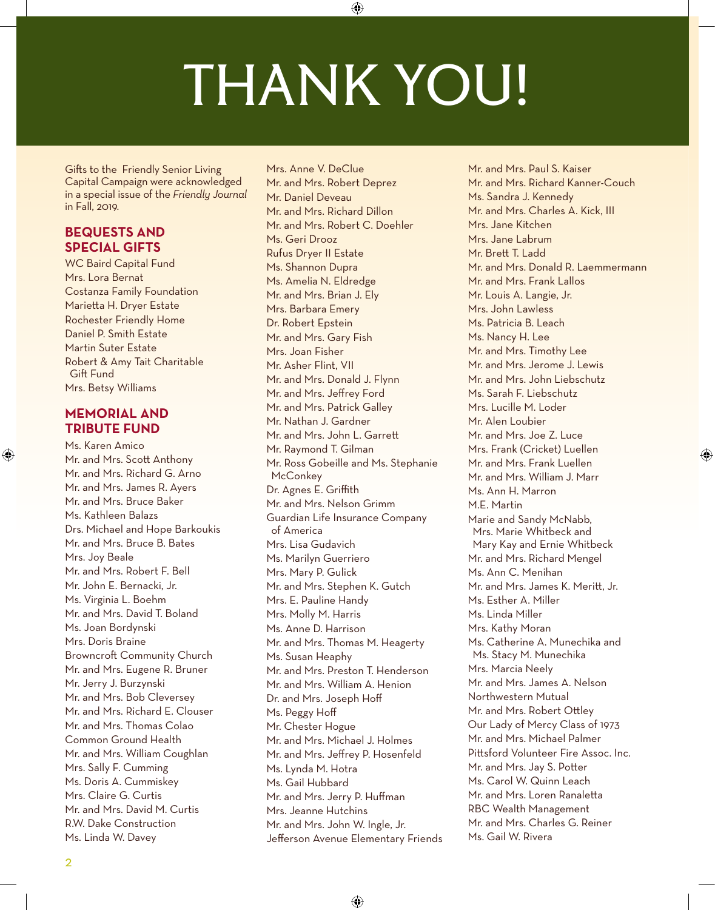# THANK YOU!

Gifts to the Friendly Senior Living Capital Campaign were acknowledged in a special issue of the *Friendly Journal* in Fall, 2019.

## BEQUESTS AND SPECIAL GIFTS

WC Baird Capital Fund
Mrs. Lora Bernat
Costanza Family Foundation
Marietta H. Dryer Estate
Rochester Friendly Home
Daniel P. Smith Estate
Martin Suter Estate
Robert & Amy Tait Charitable Gift Fund
Mrs. Betsy Williams

## MEMORIAL AND TRIBUTE FUND

Ms. Karen Amico
Mr. and Mrs. Scott Anthony
Mr. and Mrs. Richard G. Arno
Mr. and Mrs. James R. Ayers
Mr. and Mrs. Bruce Baker
Ms. Kathleen Balazs
Drs. Michael and Hope Barkoukis
Mr. and Mrs. Bruce B. Bates
Mrs. Joy Beale
Mr. and Mrs. Robert F. Bell
Mr. John E. Bernacki, Jr.
Ms. Virginia L. Boehm
Mr. and Mrs. David T. Boland
Ms. Joan Bordynski
Mrs. Doris Braine
Browncroft Community Church
Mr. and Mrs. Eugene R. Bruner
Mr. Jerry J. Burzynski
Mr. and Mrs. Bob Cleversey
Mr. and Mrs. Richard E. Clouser
Mr. and Mrs. Thomas Colao
Common Ground Health
Mr. and Mrs. William Coughlan
Mrs. Sally F. Cumming
Ms. Doris A. Cummiskey
Mrs. Claire G. Curtis
Mr. and Mrs. David M. Curtis
R.W. Dake Construction
Ms. Linda W. Davey
Mrs. Anne V. DeClue
Mr. and Mrs. Robert Deprez
Mr. Daniel Deveau
Mr. and Mrs. Richard Dillon
Mr. and Mrs. Robert C. Doehler
Ms. Geri Drooz
Rufus Dryer II Estate
Ms. Shannon Dupra
Ms. Amelia N. Eldredge
Mr. and Mrs. Brian J. Ely
Mrs. Barbara Emery
Dr. Robert Epstein
Mr. and Mrs. Gary Fish
Mrs. Joan Fisher
Mr. Asher Flint, VII
Mr. and Mrs. Donald J. Flynn
Mr. and Mrs. Jeffrey Ford
Mr. and Mrs. Patrick Galley
Mr. Nathan J. Gardner
Mr. and Mrs. John L. Garrett
Mr. Raymond T. Gilman
Mr. Ross Gobeille and Ms. Stephanie McConkey
Dr. Agnes E. Griffith
Mr. and Mrs. Nelson Grimm
Guardian Life Insurance Company of America
Mrs. Lisa Gudavich
Ms. Marilyn Guerriero
Mrs. Mary P. Gulick
Mr. and Mrs. Stephen K. Gutch
Mrs. E. Pauline Handy
Mrs. Molly M. Harris
Ms. Anne D. Harrison
Mr. and Mrs. Thomas M. Heagerty
Ms. Susan Heaphy
Mr. and Mrs. Preston T. Henderson
Mr. and Mrs. William A. Henion
Dr. and Mrs. Joseph Hoff
Ms. Peggy Hoff
Mr. Chester Hogue
Mr. and Mrs. Michael J. Holmes
Mr. and Mrs. Jeffrey P. Hosenfeld
Ms. Lynda M. Hotra
Ms. Gail Hubbard
Mr. and Mrs. Jerry P. Huffman
Mrs. Jeanne Hutchins
Mr. and Mrs. John W. Ingle, Jr.
Jefferson Avenue Elementary Friends
Mr. and Mrs. Paul S. Kaiser
Mr. and Mrs. Richard Kanner-Couch
Ms. Sandra J. Kennedy
Mr. and Mrs. Charles A. Kick, III
Mrs. Jane Kitchen
Mrs. Jane Labrum
Mr. Brett T. Ladd
Mr. and Mrs. Donald R. Laemmermann
Mr. and Mrs. Frank Lallos
Mr. Louis A. Langie, Jr.
Mrs. John Lawless
Ms. Patricia B. Leach
Ms. Nancy H. Lee
Mr. and Mrs. Timothy Lee
Mr. and Mrs. Jerome J. Lewis
Mr. and Mrs. John Liebschutz
Ms. Sarah F. Liebschutz
Mrs. Lucille M. Loder
Mr. Alen Loubier
Mr. and Mrs. Joe Z. Luce
Mrs. Frank (Cricket) Luellen
Mr. and Mrs. Frank Luellen
Mr. and Mrs. William J. Marr
Ms. Ann H. Marron
M.E. Martin
Marie and Sandy McNabb, Mrs. Marie Whitbeck and Mary Kay and Ernie Whitbeck
Mr. and Mrs. Richard Mengel
Ms. Ann C. Menihan
Mr. and Mrs. James K. Meritt, Jr.
Ms. Esther A. Miller
Ms. Linda Miller
Mrs. Kathy Moran
Ms. Catherine A. Munechika and Ms. Stacy M. Munechika
Mrs. Marcia Neely
Mr. and Mrs. James A. Nelson
Northwestern Mutual
Mr. and Mrs. Robert Ottley
Our Lady of Mercy Class of 1973
Mr. and Mrs. Michael Palmer
Pittsford Volunteer Fire Assoc. Inc.
Mr. and Mrs. Jay S. Potter
Ms. Carol W. Quinn Leach
Mr. and Mrs. Loren Ranaletta
RBC Wealth Management
Mr. and Mrs. Charles G. Reiner
Ms. Gail W. Rivera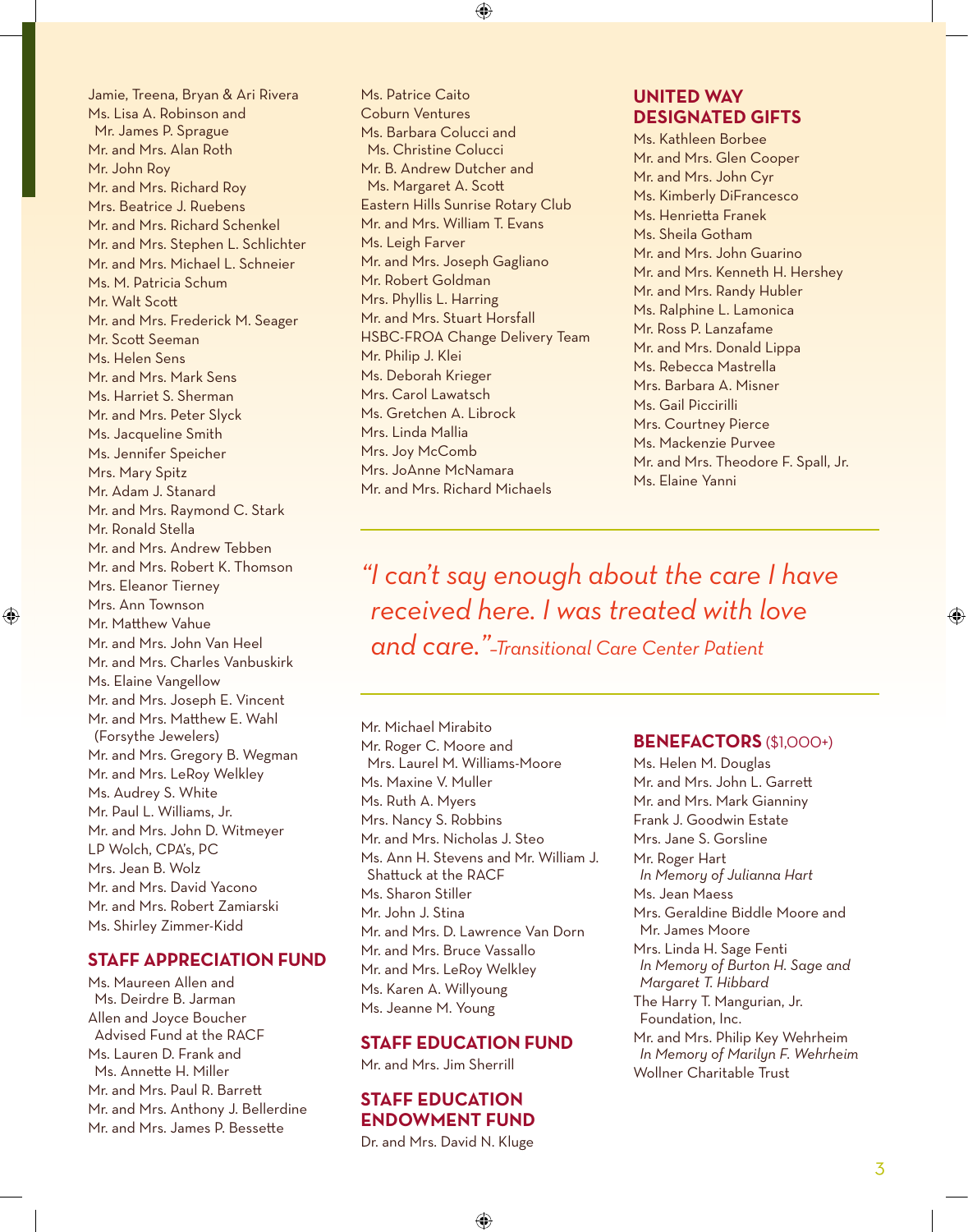Jamie, Treena, Bryan & Ari Rivera
Ms. Lisa A. Robinson and Mr. James P. Sprague
Mr. and Mrs. Alan Roth
Mr. John Roy
Mr. and Mrs. Richard Roy
Mrs. Beatrice J. Ruebens
Mr. and Mrs. Richard Schenkel
Mr. and Mrs. Stephen L. Schlichter
Mr. and Mrs. Michael L. Schneier
Ms. M. Patricia Schum
Mr. Walt Scott
Mr. and Mrs. Frederick M. Seager
Mr. Scott Seeman
Ms. Helen Sens
Mr. and Mrs. Mark Sens
Ms. Harriet S. Sherman
Mr. and Mrs. Peter Slyck
Ms. Jacqueline Smith
Ms. Jennifer Speicher
Mrs. Mary Spitz
Mr. Adam J. Stanard
Mr. and Mrs. Raymond C. Stark
Mr. Ronald Stella
Mr. and Mrs. Andrew Tebben
Mr. and Mrs. Robert K. Thomson
Mrs. Eleanor Tierney
Mrs. Ann Townson
Mr. Matthew Vahue
Mr. and Mrs. John Van Heel
Mr. and Mrs. Charles Vanbuskirk
Ms. Elaine Vangellow
Mr. and Mrs. Joseph E. Vincent
Mr. and Mrs. Matthew E. Wahl (Forsythe Jewelers)
Mr. and Mrs. Gregory B. Wegman
Mr. and Mrs. LeRoy Welkley
Ms. Audrey S. White
Mr. Paul L. Williams, Jr.
Mr. and Mrs. John D. Witmeyer
LP Wolch, CPA's, PC
Mrs. Jean B. Wolz
Mr. and Mrs. David Yacono
Mr. and Mrs. Robert Zamiarski
Ms. Shirley Zimmer-Kidd

## STAFF APPRECIATION FUND

Ms. Maureen Allen and Ms. Deirdre B. Jarman
Allen and Joyce Boucher Advised Fund at the RACF
Ms. Lauren D. Frank and Ms. Annette H. Miller
Mr. and Mrs. Paul R. Barrett
Mr. and Mrs. Anthony J. Bellerdine
Mr. and Mrs. James P. Bessette
Ms. Patrice Caito
Coburn Ventures
Ms. Barbara Colucci and Ms. Christine Colucci
Mr. B. Andrew Dutcher and Ms. Margaret A. Scott
Eastern Hills Sunrise Rotary Club
Mr. and Mrs. William T. Evans
Ms. Leigh Farver
Mr. and Mrs. Joseph Gagliano
Mr. Robert Goldman
Mrs. Phyllis L. Harring
Mr. and Mrs. Stuart Horsfall
HSBC-FROA Change Delivery Team
Mr. Philip J. Klei
Ms. Deborah Krieger
Mrs. Carol Lawatsch
Ms. Gretchen A. Librock
Mrs. Linda Mallia
Mrs. Joy McComb
Mrs. JoAnne McNamara
Mr. and Mrs. Richard Michaels
Mr. Michael Mirabito
Mr. Roger C. Moore and Mrs. Laurel M. Williams-Moore
Ms. Maxine V. Muller
Ms. Ruth A. Myers
Mrs. Nancy S. Robbins
Mr. and Mrs. Nicholas J. Steo
Ms. Ann H. Stevens and Mr. William J. Shattuck at the RACF
Ms. Sharon Stiller
Mr. John J. Stina
Mr. and Mrs. D. Lawrence Van Dorn
Mr. and Mrs. Bruce Vassallo
Mr. and Mrs. LeRoy Welkley
Ms. Karen A. Willyoung
Ms. Jeanne M. Young

## STAFF EDUCATION FUND

Mr. and Mrs. Jim Sherrill

## STAFF EDUCATION ENDOWMENT FUND

Dr. and Mrs. David N. Kluge

## UNITED WAY DESIGNATED GIFTS

Ms. Kathleen Borbee
Mr. and Mrs. Glen Cooper
Mr. and Mrs. John Cyr
Ms. Kimberly DiFrancesco
Ms. Henrietta Franek
Ms. Sheila Gotham
Mr. and Mrs. John Guarino
Mr. and Mrs. Kenneth H. Hershey
Mr. and Mrs. Randy Hubler
Ms. Ralphine L. Lamonica
Mr. Ross P. Lanzafame
Mr. and Mrs. Donald Lippa
Ms. Rebecca Mastrella
Mrs. Barbara A. Misner
Ms. Gail Piccirilli
Mrs. Courtney Pierce
Ms. Mackenzie Purvee
Mr. and Mrs. Theodore F. Spall, Jr.
Ms. Elaine Yanni

*"I can't say enough about the care I have received here. I was treated with love and care."–Transitional Care Center Patient*

## BENEFACTORS ($1,000+)

Ms. Helen M. Douglas
Mr. and Mrs. John L. Garrett
Mr. and Mrs. Mark Gianniny
Frank J. Goodwin Estate
Mrs. Jane S. Gorsline
Mr. Roger Hart *In Memory of Julianna Hart*
Ms. Jean Maess
Mrs. Geraldine Biddle Moore and Mr. James Moore
Mrs. Linda H. Sage Fenti *In Memory of Burton H. Sage and Margaret T. Hibbard*
The Harry T. Mangurian, Jr. Foundation, Inc.
Mr. and Mrs. Philip Key Wehrheim *In Memory of Marilyn F. Wehrheim*
Wollner Charitable Trust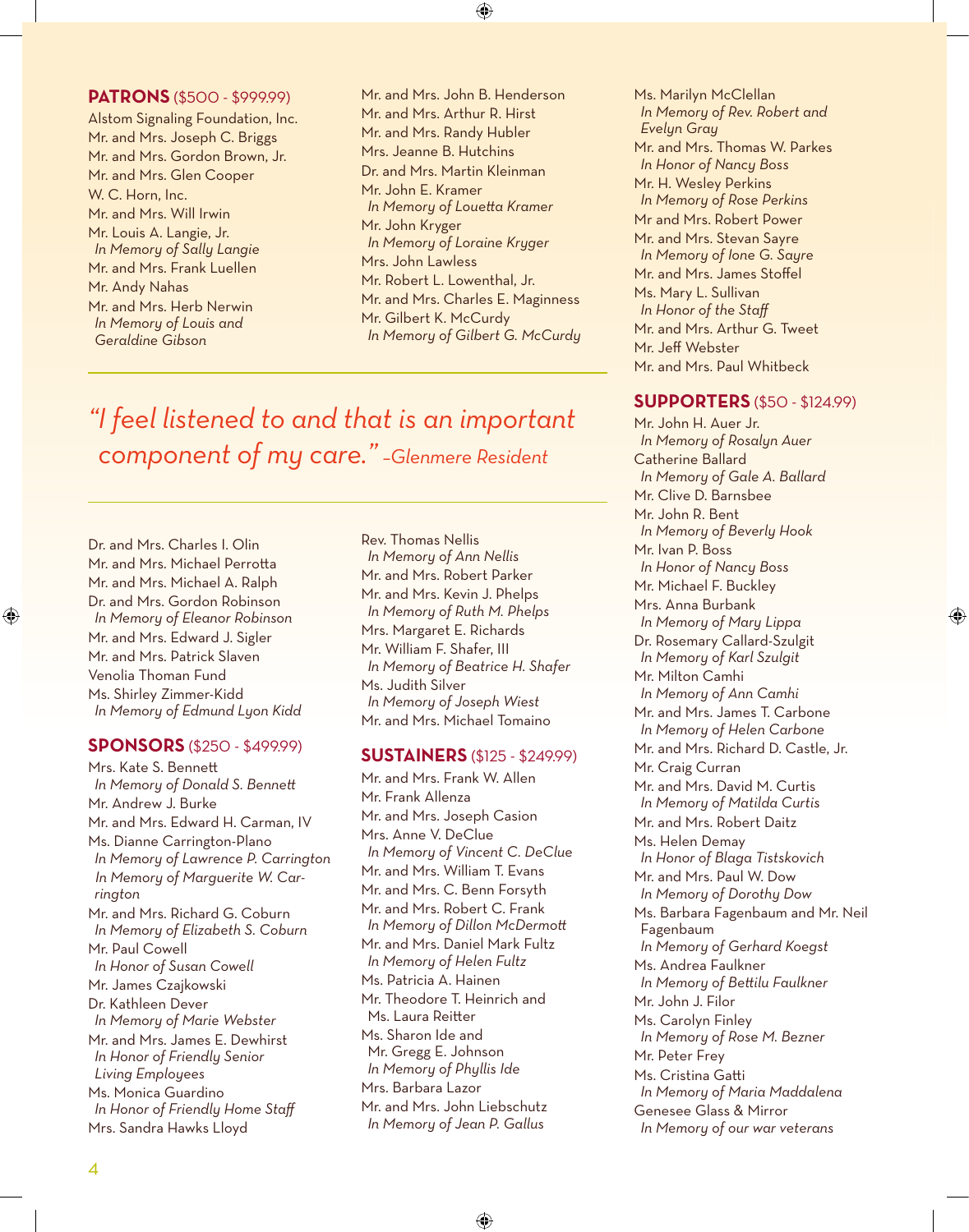## PATRONS ($500 - $999.99)

Alstom Signaling Foundation, Inc.
Mr. and Mrs. Joseph C. Briggs
Mr. and Mrs. Gordon Brown, Jr.
Mr. and Mrs. Glen Cooper
W. C. Horn, Inc.
Mr. and Mrs. Will Irwin
Mr. Louis A. Langie, Jr.
*In Memory of Sally Langie*
Mr. and Mrs. Frank Luellen
Mr. Andy Nahas
Mr. and Mrs. Herb Nerwin
*In Memory of Louis and Geraldine Gibson*
Mr. and Mrs. John B. Henderson
Mr. and Mrs. Arthur R. Hirst
Mr. and Mrs. Randy Hubler
Mrs. Jeanne B. Hutchins
Dr. and Mrs. Martin Kleinman
Mr. John E. Kramer
*In Memory of Louetta Kramer*
Mr. John Kryger
*In Memory of Loraine Kryger*
Mrs. John Lawless
Mr. Robert L. Lowenthal, Jr.
Mr. and Mrs. Charles E. Maginness
Mr. Gilbert K. McCurdy
*In Memory of Gilbert G. McCurdy*

*"I feel listened to and that is an important component of my care." –Glenmere Resident*

Dr. and Mrs. Charles I. Olin
Mr. and Mrs. Michael Perrotta
Mr. and Mrs. Michael A. Ralph
Dr. and Mrs. Gordon Robinson
*In Memory of Eleanor Robinson*
Mr. and Mrs. Edward J. Sigler
Mr. and Mrs. Patrick Slaven
Venolia Thoman Fund
Ms. Shirley Zimmer-Kidd
*In Memory of Edmund Lyon Kidd*
Rev. Thomas Nellis
*In Memory of Ann Nellis*
Mr. and Mrs. Robert Parker
Mr. and Mrs. Kevin J. Phelps
*In Memory of Ruth M. Phelps*
Mrs. Margaret E. Richards
Mr. William F. Shafer, III
*In Memory of Beatrice H. Shafer*
Ms. Judith Silver
*In Memory of Joseph Wiest*
Mr. and Mrs. Michael Tomaino
Ms. Marilyn McClellan
*In Memory of Rev. Robert and Evelyn Gray*
Mr. and Mrs. Thomas W. Parkes
*In Honor of Nancy Boss*
Mr. H. Wesley Perkins
*In Memory of Rose Perkins*
Mr and Mrs. Robert Power
Mr. and Mrs. Stevan Sayre
*In Memory of Ione G. Sayre*
Mr. and Mrs. James Stoffel
Ms. Mary L. Sullivan
*In Honor of the Staff*
Mr. and Mrs. Arthur G. Tweet
Mr. Jeff Webster
Mr. and Mrs. Paul Whitbeck

## SPONSORS ($250 - $499.99)

Mrs. Kate S. Bennett
*In Memory of Donald S. Bennett*
Mr. Andrew J. Burke
Mr. and Mrs. Edward H. Carman, IV
Ms. Dianne Carrington-Plano
*In Memory of Lawrence P. Carrington*
*In Memory of Marguerite W. Carrington*
Mr. and Mrs. Richard G. Coburn
*In Memory of Elizabeth S. Coburn*
Mr. Paul Cowell
*In Honor of Susan Cowell*
Mr. James Czajkowski
Dr. Kathleen Dever
*In Memory of Marie Webster*
Mr. and Mrs. James E. Dewhirst
*In Honor of Friendly Senior Living Employees*
Ms. Monica Guardino
*In Honor of Friendly Home Staff*
Mrs. Sandra Hawks Lloyd

## SUSTAINERS ($125 - $249.99)

Mr. and Mrs. Frank W. Allen
Mr. Frank Allenza
Mr. and Mrs. Joseph Casion
Mrs. Anne V. DeClue
*In Memory of Vincent C. DeClue*
Mr. and Mrs. William T. Evans
Mr. and Mrs. C. Benn Forsyth
Mr. and Mrs. Robert C. Frank
*In Memory of Dillon McDermott*
Mr. and Mrs. Daniel Mark Fultz
*In Memory of Helen Fultz*
Ms. Patricia A. Hainen
Mr. Theodore T. Heinrich and Ms. Laura Reitter
Ms. Sharon Ide and Mr. Gregg E. Johnson
*In Memory of Phyllis Ide*
Mrs. Barbara Lazor
Mr. and Mrs. John Liebschutz
*In Memory of Jean P. Gallus*

## SUPPORTERS ($50 - $124.99)

Mr. John H. Auer Jr.
*In Memory of Rosalyn Auer*
Catherine Ballard
*In Memory of Gale A. Ballard*
Mr. Clive D. Barnsbee
Mr. John R. Bent
*In Memory of Beverly Hook*
Mr. Ivan P. Boss
*In Honor of Nancy Boss*
Mr. Michael F. Buckley
Mrs. Anna Burbank
*In Memory of Mary Lippa*
Dr. Rosemary Callard-Szulgit
*In Memory of Karl Szulgit*
Mr. Milton Camhi
*In Memory of Ann Camhi*
Mr. and Mrs. James T. Carbone
*In Memory of Helen Carbone*
Mr. and Mrs. Richard D. Castle, Jr.
Mr. Craig Curran
Mr. and Mrs. David M. Curtis
*In Memory of Matilda Curtis*
Mr. and Mrs. Robert Daitz
Ms. Helen Demay
*In Honor of Blaga Tistskovich*
Mr. and Mrs. Paul W. Dow
*In Memory of Dorothy Dow*
Ms. Barbara Fagenbaum and Mr. Neil Fagenbaum
*In Memory of Gerhard Koegst*
Ms. Andrea Faulkner
*In Memory of Bettilu Faulkner*
Mr. John J. Filor
Ms. Carolyn Finley
*In Memory of Rose M. Bezner*
Mr. Peter Frey
Ms. Cristina Gatti
*In Memory of Maria Maddalena*
Genesee Glass & Mirror
*In Memory of our war veterans*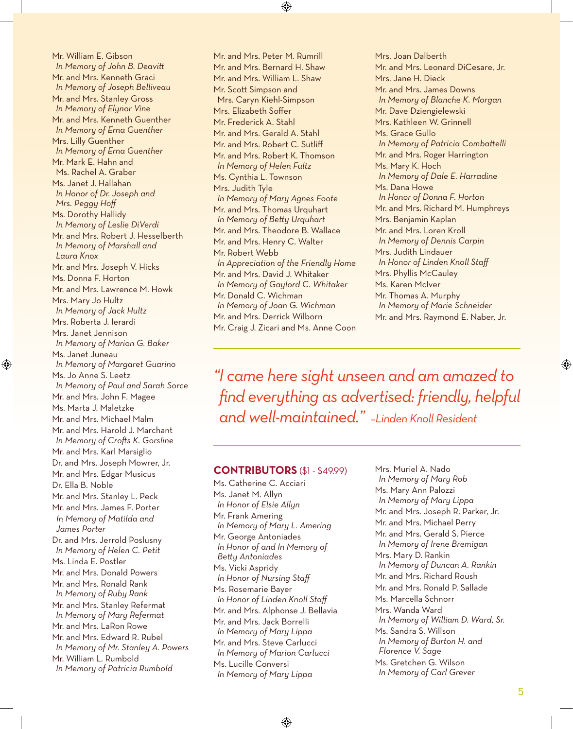Mr. William E. Gibson
*In Memory of John B. Deavitt*

Mr. and Mrs. Kenneth Graci
*In Memory of Joseph Belliveau*

Mr. and Mrs. Stanley Gross
*In Memory of Elynor Vine*

Mr. and Mrs. Kenneth Guenther
*In Memory of Erna Guenther*

Mrs. Lilly Guenther
*In Memory of Erna Guenther*

Mr. Mark E. Hahn and Ms. Rachel A. Graber

Ms. Janet J. Hallahan
*In Honor of Dr. Joseph and Mrs. Peggy Hoff*

Ms. Dorothy Hallidy
*In Memory of Leslie DiVerdi*

Mr. and Mrs. Robert J. Hesselberth
*In Memory of Marshall and Laura Knox*

Mr. and Mrs. Joseph V. Hicks

Ms. Donna F. Horton

Mr. and Mrs. Lawrence M. Howk

Mrs. Mary Jo Hultz
*In Memory of Jack Hultz*

Mrs. Roberta J. Ierardi

Mrs. Janet Jennison
*In Memory of Marion G. Baker*

Ms. Janet Juneau
*In Memory of Margaret Guarino*

Ms. Jo Anne S. Leetz
*In Memory of Paul and Sarah Sorce*

Mr. and Mrs. John F. Magee

Ms. Marta J. Maletzke

Mr. and Mrs. Michael Malm

Mr. and Mrs. Harold J. Marchant
*In Memory of Crofts K. Gorsline*

Mr. and Mrs. Karl Marsiglio

Dr. and Mrs. Joseph Mowrer, Jr.

Mr. and Mrs. Edgar Musicus

Dr. Ella B. Noble

Mr. and Mrs. Stanley L. Peck

Mr. and Mrs. James F. Porter
*In Memory of Matilda and James Porter*

Dr. and Mrs. Jerrold Poslusny
*In Memory of Helen C. Petit*

Ms. Linda E. Postler

Mr. and Mrs. Donald Powers

Mr. and Mrs. Ronald Rank
*In Memory of Ruby Rank*

Mr. and Mrs. Stanley Refermat
*In Memory of Mary Refermat*

Mr. and Mrs. LaRon Rowe

Mr. and Mrs. Edward R. Rubel
*In Memory of Mr. Stanley A. Powers*

Mr. William L. Rumbold
*In Memory of Patricia Rumbold*

Mr. and Mrs. Peter M. Rumrill

Mr. and Mrs. Bernard H. Shaw

Mr. and Mrs. William L. Shaw

Mr. Scott Simpson and Mrs. Caryn Kiehl-Simpson

Mrs. Elizabeth Soffer

Mr. Frederick A. Stahl

Mr. and Mrs. Gerald A. Stahl

Mr. and Mrs. Robert C. Sutliff

Mr. and Mrs. Robert K. Thomson
*In Memory of Helen Fultz*

Ms. Cynthia L. Townson

Mrs. Judith Tyle
*In Memory of Mary Agnes Foote*

Mr. and Mrs. Thomas Urquhart
*In Memory of Betty Urquhart*

Mr. and Mrs. Theodore B. Wallace

Mr. and Mrs. Henry C. Walter

Mr. Robert Webb
*In Appreciation of the Friendly Home*

Mr. and Mrs. David J. Whitaker
*In Memory of Gaylord C. Whitaker*

Mr. Donald C. Wichman
*In Memory of Joan G. Wichman*

Mr. and Mrs. Derrick Wilborn

Mr. Craig J. Zicari and Ms. Anne Coon

Mrs. Joan Dalberth

Mr. and Mrs. Leonard DiCesare, Jr.

Mrs. Jane H. Dieck

Mr. and Mrs. James Downs
*In Memory of Blanche K. Morgan*

Mr. Dave Dziengielewski

Mrs. Kathleen W. Grinnell

Ms. Grace Gullo
*In Memory of Patricia Combattelli*

Mr. and Mrs. Roger Harrington

Ms. Mary K. Hoch
*In Memory of Dale E. Harradine*

Ms. Dana Howe
*In Honor of Donna F. Horton*

Mr. and Mrs. Richard M. Humphreys

Mrs. Benjamin Kaplan

Mr. and Mrs. Loren Kroll
*In Memory of Dennis Carpin*

Mrs. Judith Lindauer
*In Honor of Linden Knoll Staff*

Mrs. Phyllis McCauley

Ms. Karen McIver

Mr. Thomas A. Murphy
*In Memory of Marie Schneider*

Mr. and Mrs. Raymond E. Naber, Jr.

*"I came here sight unseen and am amazed to find everything as advertised: friendly, helpful and well-maintained."* –Linden Knoll Resident

## CONTRIBUTORS ($1 - $49.99)

Ms. Catherine C. Acciari

Ms. Janet M. Allyn
*In Honor of Elsie Allyn*

Mr. Frank Amering
*In Memory of Mary L. Amering*

Mr. George Antoniades
*In Honor of and In Memory of Betty Antoniades*

Ms. Vicki Aspridy
*In Honor of Nursing Staff*

Ms. Rosemarie Bayer
*In Honor of Linden Knoll Staff*

Mr. and Mrs. Alphonse J. Bellavia

Mr. and Mrs. Jack Borrelli
*In Memory of Mary Lippa*

Mr. and Mrs. Steve Carlucci
*In Memory of Marion Carlucci*

Ms. Lucille Conversi
*In Memory of Mary Lippa*

Mrs. Muriel A. Nado
*In Memory of Mary Rob*

Ms. Mary Ann Palozzi
*In Memory of Mary Lippa*

Mr. and Mrs. Joseph R. Parker, Jr.

Mr. and Mrs. Michael Perry

Mr. and Mrs. Gerald S. Pierce
*In Memory of Irene Bremigan*

Mrs. Mary D. Rankin
*In Memory of Duncan A. Rankin*

Mr. and Mrs. Richard Roush

Mr. and Mrs. Ronald P. Sallade

Ms. Marcella Schnorr

Mrs. Wanda Ward
*In Memory of William D. Ward, Sr.*

Ms. Sandra S. Willson
*In Memory of Burton H. and Florence V. Sage*

Ms. Gretchen G. Wilson
*In Memory of Carl Grever*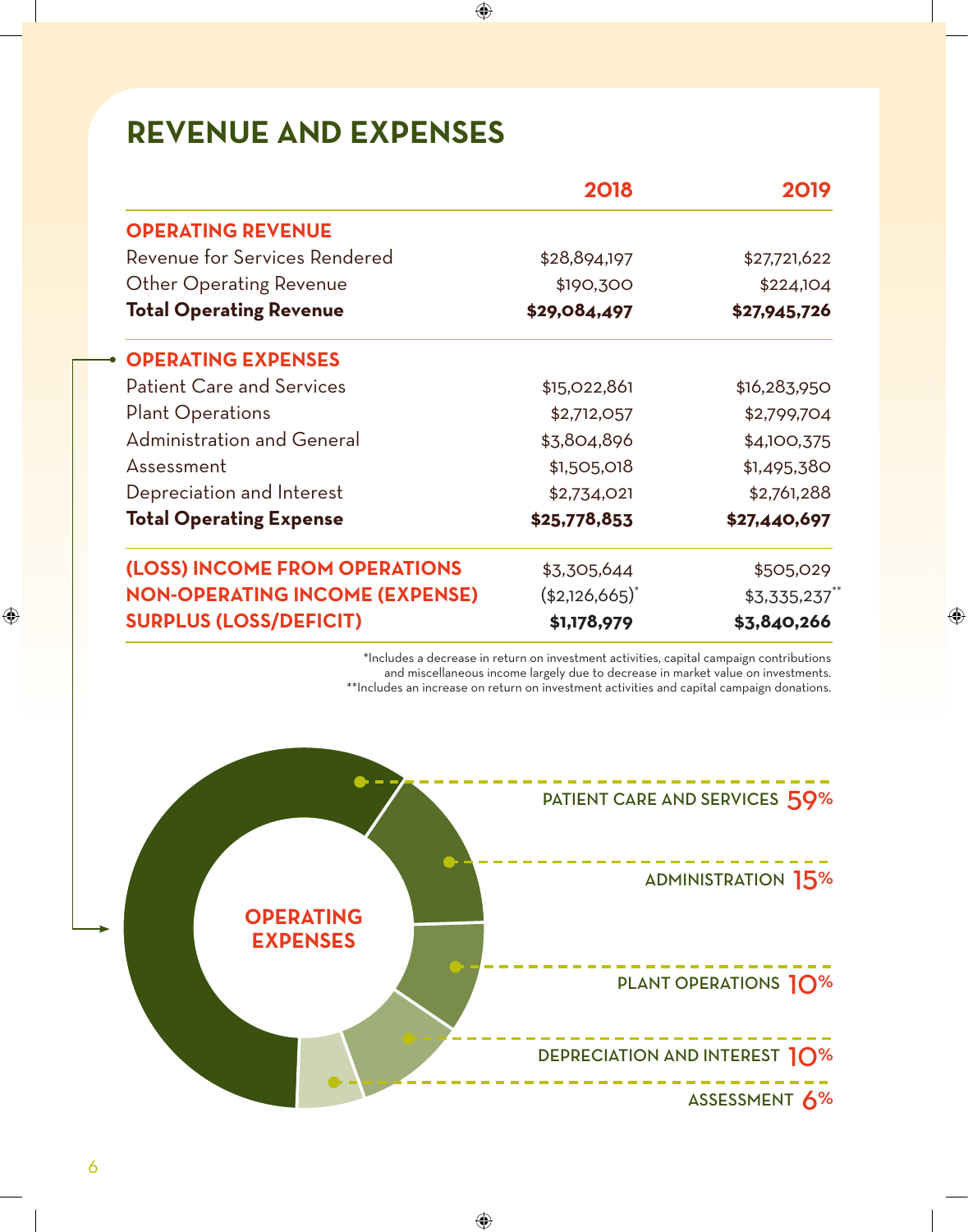# REVENUE AND EXPENSES

| | 2018 | 2019 |
|---|---|---|
| **OPERATING REVENUE** | | |
| Revenue for Services Rendered | $28,894,197 | $27,721,622 |
| Other Operating Revenue | $190,300 | $224,104 |
| **Total Operating Revenue** | **$29,084,497** | **$27,945,726** |
| **OPERATING EXPENSES** | | |
| Patient Care and Services | $15,022,861 | $16,283,950 |
| Plant Operations | $2,712,057 | $2,799,704 |
| Administration and General | $3,804,896 | $4,100,375 |
| Assessment | $1,505,018 | $1,495,380 |
| Depreciation and Interest | $2,734,021 | $2,761,288 |
| **Total Operating Expense** | **$25,778,853** | **$27,440,697** |
| **(LOSS) INCOME FROM OPERATIONS** | $3,305,644 | $505,029 |
| **NON-OPERATING INCOME (EXPENSE)** | ($2,126,665)* | $3,335,237** |
| **SURPLUS (LOSS/DEFICIT)** | **$1,178,979** | **$3,840,266** |

*Includes a decrease in return on investment activities, capital campaign contributions and miscellaneous income largely due to decrease in market value on investments.
**Includes an increase on return on investment activities and capital campaign donations.

**OPERATING EXPENSES**

- PATIENT CARE AND SERVICES 59%
- ADMINISTRATION 15%
- PLANT OPERATIONS 10%
- DEPRECIATION AND INTEREST 10%
- ASSESSMENT 6%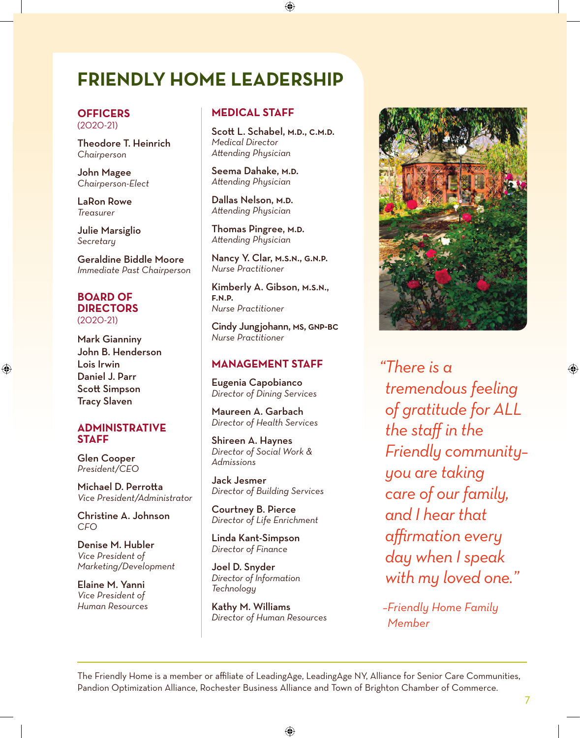# FRIENDLY HOME LEADERSHIP

## OFFICERS
(2020-21)

**Theodore T. Heinrich**
*Chairperson*

**John Magee**
*Chairperson-Elect*

**LaRon Rowe**
*Treasurer*

**Julie Marsiglio**
*Secretary*

**Geraldine Biddle Moore**
*Immediate Past Chairperson*

## BOARD OF DIRECTORS
(2020-21)

Mark Gianniny
John B. Henderson
Lois Irwin
Daniel J. Parr
Scott Simpson
Tracy Slaven

## ADMINISTRATIVE STAFF

**Glen Cooper**
*President/CEO*

**Michael D. Perrotta**
*Vice President/Administrator*

**Christine A. Johnson**
*CFO*

**Denise M. Hubler**
*Vice President of Marketing/Development*

**Elaine M. Yanni**
*Vice President of Human Resources*

## MEDICAL STAFF

**Scott L. Schabel, M.D., C.M.D.**
*Medical Director*
*Attending Physician*

**Seema Dahake, M.D.**
*Attending Physician*

**Dallas Nelson, M.D.**
*Attending Physician*

**Thomas Pingree, M.D.**
*Attending Physician*

**Nancy Y. Clar, M.S.N., G.N.P.**
*Nurse Practitioner*

**Kimberly A. Gibson, M.S.N., F.N.P.**
*Nurse Practitioner*

**Cindy Jungjohann, MS, GNP-BC**
*Nurse Practitioner*

## MANAGEMENT STAFF

**Eugenia Capobianco**
*Director of Dining Services*

**Maureen A. Garbach**
*Director of Health Services*

**Shireen A. Haynes**
*Director of Social Work & Admissions*

**Jack Jesmer**
*Director of Building Services*

**Courtney B. Pierce**
*Director of Life Enrichment*

**Linda Kant-Simpson**
*Director of Finance*

**Joel D. Snyder**
*Director of Information Technology*

**Kathy M. Williams**
*Director of Human Resources*

*"There is a tremendous feeling of gratitude for ALL the staff in the Friendly community-you are taking care of our family, and I hear that affirmation every day when I speak with my loved one."*

*-Friendly Home Family Member*

---

The Friendly Home is a member or affiliate of LeadingAge, LeadingAge NY, Alliance for Senior Care Communities, Pandion Optimization Alliance, Rochester Business Alliance and Town of Brighton Chamber of Commerce.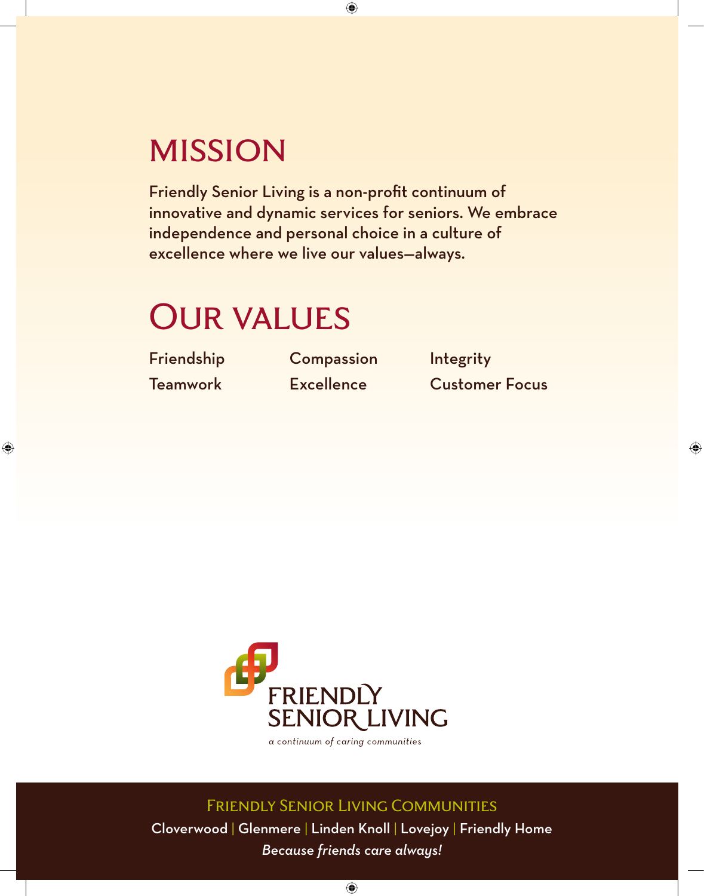# MISSION

Friendly Senior Living is a non-profit continuum of innovative and dynamic services for seniors. We embrace independence and personal choice in a culture of excellence where we live our values—always.

# OUR VALUES

Friendship

Teamwork

Compassion

Excellence

Integrity

Customer Focus

FRIENDLY SENIOR LIVING

*a continuum of caring communities*

## FRIENDLY SENIOR LIVING COMMUNITIES

Cloverwood | Glenmere | Linden Knoll | Lovejoy | Friendly Home

*Because friends care always!*